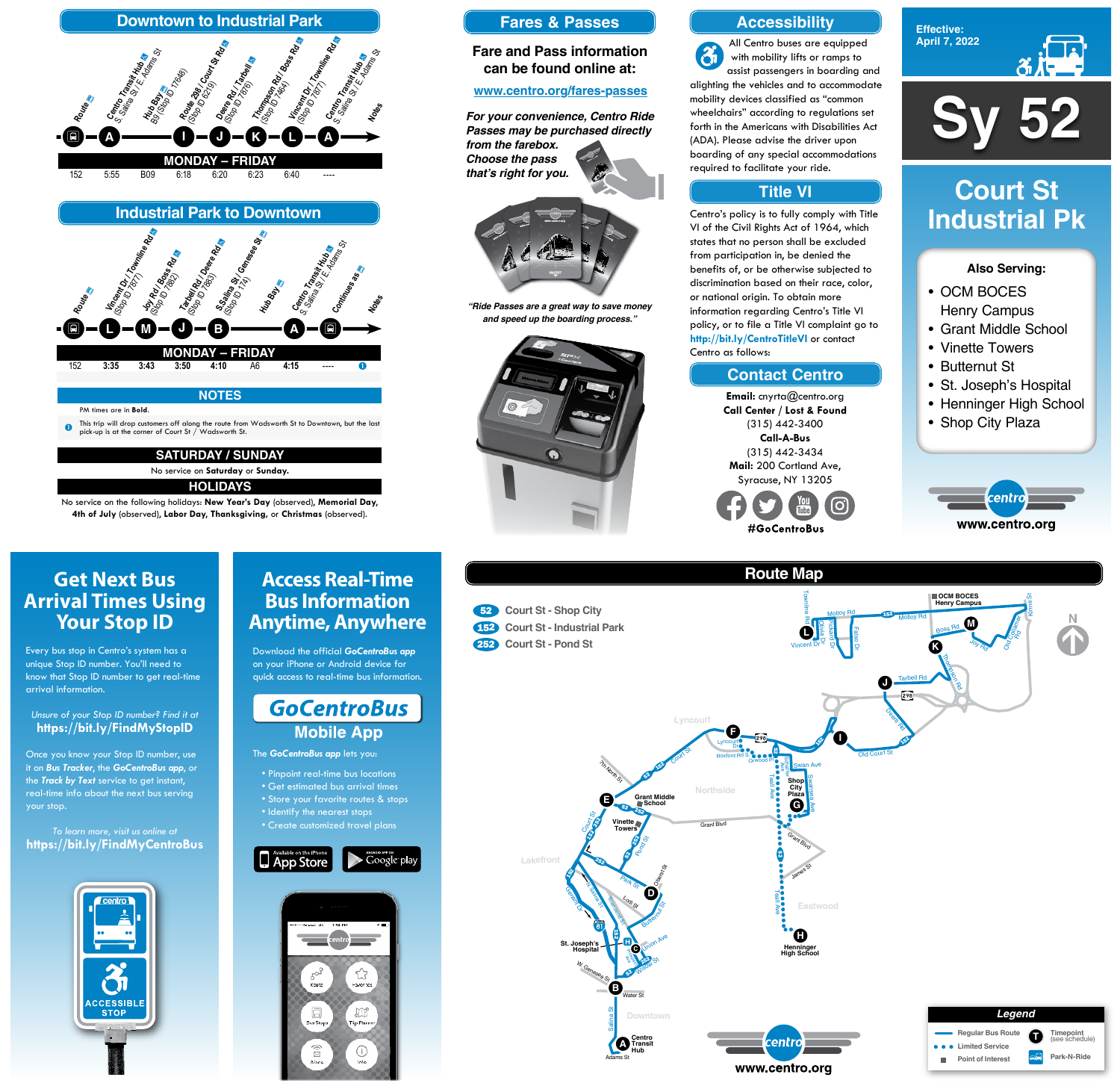## Downtown to Industrial Park

| Route | Centro Transit Hub S. Salina St / E. Adams St | Hub Bay B9 (Stop ID 17648) | Route 298 / Court St Rd (Stop ID 6219) | Deere Rd / Tarbell (Stop ID 7876) | Thompson Rd / Boss Rd (Stop ID 7464) | Vincent Dr / Townline Rd (Stop ID 7877) | Centro Transit Hub S. Salina St / E. Adams St | Notes |
|---|---|---|---|---|---|---|---|---|
| | A | | I | J | K | L | A | |
| **MONDAY – FRIDAY** | | | | | | | | |
| 152 | 5:55 | B09 | 6:18 | 6:20 | 6:23 | 6:40 | ---- | |

## Industrial Park to Downtown

| Route | Vincent Dr / Townline Rd (Stop ID 7877) | Joy Rd / Boss Rd (Stop ID 7882) | Tarbell Rd / Deere Rd (Stop ID 7883) | S Salina St / Genesee St (Stop ID 174) | Hub Bay | Centro Transit Hub S. Salina St / E. Adams St | Continues as | Notes |
|---|---|---|---|---|---|---|---|---|
| | L | M | J | B | | A | | |
| **MONDAY – FRIDAY** | | | | | | | | |
| 152 | 3:35 | 3:43 | 3:50 | 4:10 | A6 | 4:15 | ---- | ⓘ |

## NOTES

PM times are in **Bold**.

ⓘ This trip will drop customers off along the route from Wadsworth St to Downtown, but the last pick-up is at the corner of Court St / Wadsworth St.

## SATURDAY / SUNDAY

No service on **Saturday** or **Sunday**.

## HOLIDAYS

No service on the following holidays: **New Year's Day** (observed), **Memorial Day**, **4th of July** (observed), **Labor Day**, **Thanksgiving**, or **Christmas** (observed).

## Fares & Passes

**Fare and Pass information can be found online at:**

www.centro.org/fares-passes

***For your convenience, Centro Ride Passes may be purchased directly from the farebox. Choose the pass that's right for you.***

*"Ride Passes are a great way to save money and speed up the boarding process."*

## Accessibility

All Centro buses are equipped with mobility lifts or ramps to assist passengers in boarding and alighting the vehicles and to accommodate mobility devices classified as "common wheelchairs" according to regulations set forth in the Americans with Disabilities Act (ADA). Please advise the driver upon boarding of any special accommodations required to facilitate your ride.

## Title VI

Centro's policy is to fully comply with Title VI of the Civil Rights Act of 1964, which states that no person shall be excluded from participation in, be denied the benefits of, or be otherwise subjected to discrimination based on their race, color, or national origin. To obtain more information regarding Centro's Title VI policy, or to file a Title VI complaint go to **http://bit.ly/CentroTitleVI** or contact Centro as follows:

## Contact Centro

**Email:** cnyrta@centro.org
**Call Center / Lost & Found**
(315) 442-3400
**Call-A-Bus**
(315) 442-3434
**Mail:** 200 Cortland Ave, Syracuse, NY 13205

**#GoCentroBus**

**Effective: April 7, 2022**

# Sy 52

## Court St Industrial Pk

**Also Serving:**

- OCM BOCES Henry Campus
- Grant Middle School
- Vinette Towers
- Butternut St
- St. Joseph's Hospital
- Henninger High School
- Shop City Plaza

**www.centro.org**

## Get Next Bus Arrival Times Using Your Stop ID

Every bus stop in Centro's system has a unique Stop ID number. You'll need to know that Stop ID number to get real-time arrival information.

*Unsure of your Stop ID number? Find it at*
**https://bit.ly/FindMyStopID**

Once you know your Stop ID number, use it on ***Bus Tracker***, the ***GoCentroBus app***, or the ***Track by Text*** service to get instant, real-time info about the next bus serving your stop.

*To learn more, visit us online at*
**https://bit.ly/FindMyCentroBus**

ACCESSIBLE STOP

## Access Real-Time Bus Information Anytime, Anywhere

Download the official ***GoCentroBus app*** on your iPhone or Android device for quick access to real-time bus information.

**GoCentroBus Mobile App**

The ***GoCentroBus app*** lets you:

- Pinpoint real-time bus locations
- Get estimated bus arrival times
- Store your favorite routes & stops
- Identify the nearest stops
- Create customized travel plans

## Route Map

- 52 Court St - Shop City
- 152 Court St - Industrial Park
- 252 Court St - Pond St

**Legend**

- Regular Bus Route
- Limited Service
- Point of Interest
- Timepoint (see schedule)
- Park-N-Ride

**www.centro.org**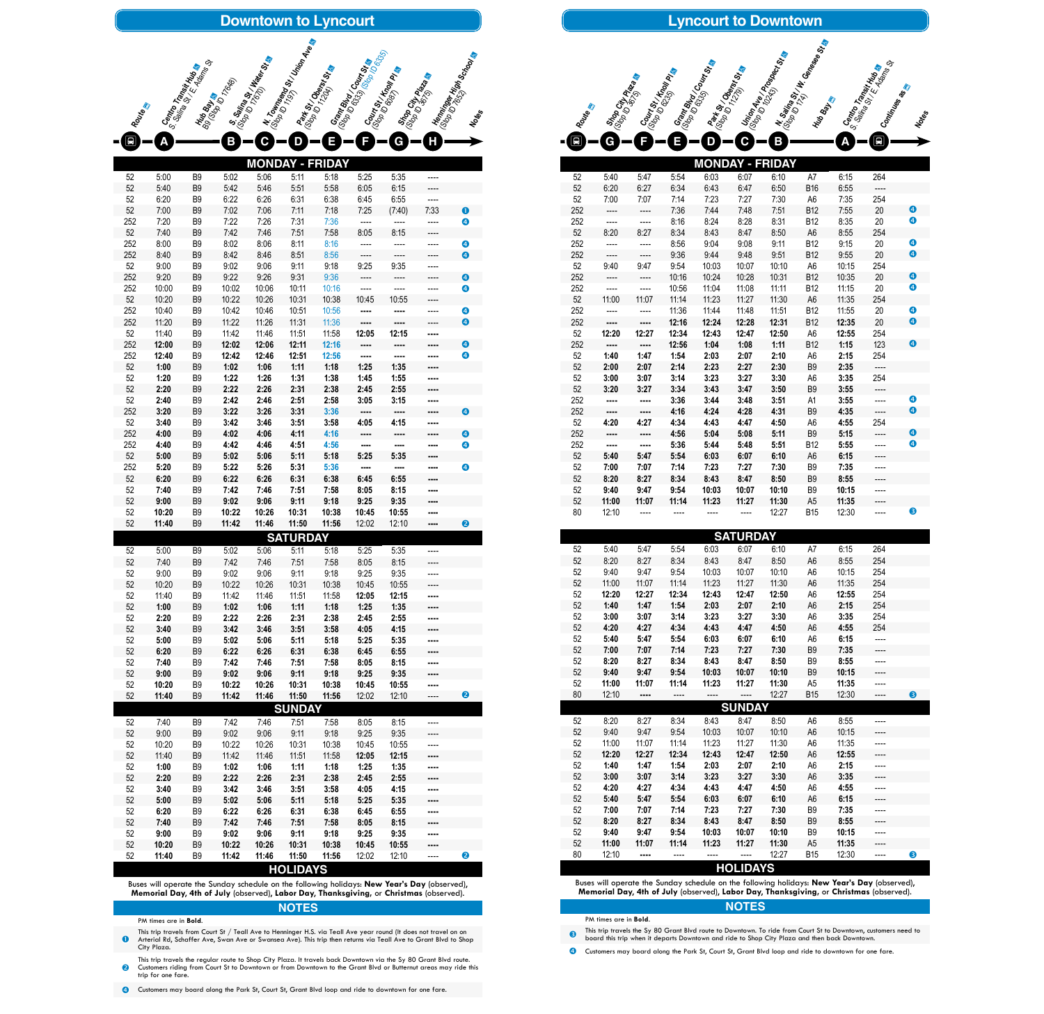## Downtown to Lyncourt

| Route | A: Centro Transit Hub S. Salina St / E. Adams St | Hub Bay B9 (Stop ID 17648) | B: S. Salina St / Water St (Stop ID 17670) | C: N. Townsend St / Union Ave (Stop ID 1197) | D: Park St / Oberst St (Stop ID 11204) | E: Grant Blvd / Court St (Stop ID 6333) (Stop ID 6335) | F: Court St / Knoll Pl (Stop ID 6087) | G: Shop City Plaza (Stop ID 3679) | H: Henninger High School (Stop ID 7652) | Notes |
|---|---|---|---|---|---|---|---|---|---|---|
| **MONDAY - FRIDAY** | | | | | | | | | | |
| 52 | 5:00 | B9 | 5:02 | 5:06 | 5:11 | 5:18 | 5:25 | 5:35 | ---- | |
| 52 | 5:40 | B9 | 5:42 | 5:46 | 5:51 | 5:58 | 6:05 | 6:15 | ---- | |
| 52 | 6:20 | B9 | 6:22 | 6:26 | 6:31 | 6:38 | 6:45 | 6:55 | ---- | |
| 52 | 7:00 | B9 | 7:02 | 7:06 | 7:11 | 7:18 | 7:25 | (7:40) | 7:33 | 1 |
| 252 | 7:20 | B9 | 7:22 | 7:26 | 7:31 | 7:36 | ---- | ---- | ---- | 4 |
| 52 | 7:40 | B9 | 7:42 | 7:46 | 7:51 | 7:58 | 8:05 | 8:15 | ---- | |
| 252 | 8:00 | B9 | 8:02 | 8:06 | 8:11 | 8:16 | ---- | ---- | ---- | 4 |
| 252 | 8:40 | B9 | 8:42 | 8:46 | 8:51 | 8:56 | ---- | ---- | ---- | 4 |
| 52 | 9:00 | B9 | 9:02 | 9:06 | 9:11 | 9:18 | 9:25 | 9:35 | ---- | |
| 252 | 9:20 | B9 | 9:22 | 9:26 | 9:31 | 9:36 | ---- | ---- | ---- | 4 |
| 252 | 10:00 | B9 | 10:02 | 10:06 | 10:11 | 10:16 | ---- | ---- | ---- | 4 |
| 52 | 10:20 | B9 | 10:22 | 10:26 | 10:31 | 10:38 | 10:45 | 10:55 | ---- | |
| 252 | 10:40 | B9 | 10:42 | 10:46 | 10:51 | 10:56 | ---- | ---- | ---- | 4 |
| 252 | 11:20 | B9 | 11:22 | 11:26 | 11:31 | 11:36 | ---- | ---- | ---- | 4 |
| 52 | 11:40 | B9 | 11:42 | 11:46 | 11:51 | 11:58 | **12:05** | **12:15** | ---- | |
| 252 | **12:00** | B9 | **12:02** | **12:06** | **12:11** | **12:16** | ---- | ---- | ---- | 4 |
| 252 | **12:40** | B9 | **12:42** | **12:46** | **12:51** | **12:56** | ---- | ---- | ---- | 4 |
| 52 | **1:00** | B9 | **1:02** | **1:06** | **1:11** | **1:18** | **1:25** | **1:35** | ---- | |
| 52 | **1:20** | B9 | **1:22** | **1:26** | **1:31** | **1:38** | **1:45** | **1:55** | ---- | |
| 52 | **2:20** | B9 | **2:22** | **2:26** | **2:31** | **2:38** | **2:45** | **2:55** | ---- | |
| 52 | **2:40** | B9 | **2:42** | **2:46** | **2:51** | **2:58** | **3:05** | **3:15** | ---- | |
| 252 | **3:20** | B9 | **3:22** | **3:26** | **3:31** | **3:36** | ---- | ---- | ---- | 4 |
| 52 | **3:40** | B9 | **3:42** | **3:46** | **3:51** | **3:58** | **4:05** | **4:15** | ---- | |
| 252 | **4:00** | B9 | **4:02** | **4:06** | **4:11** | **4:16** | ---- | ---- | ---- | 4 |
| 252 | **4:40** | B9 | **4:42** | **4:46** | **4:51** | **4:56** | ---- | ---- | ---- | 4 |
| 52 | **5:00** | B9 | **5:02** | **5:06** | **5:11** | **5:18** | **5:25** | **5:35** | ---- | |
| 252 | **5:20** | B9 | **5:22** | **5:26** | **5:31** | **5:36** | ---- | ---- | ---- | 4 |
| 52 | **6:20** | B9 | **6:22** | **6:26** | **6:31** | **6:38** | **6:45** | **6:55** | ---- | |
| 52 | **7:40** | B9 | **7:42** | **7:46** | **7:51** | **7:58** | **8:05** | **8:15** | ---- | |
| 52 | **9:00** | B9 | **9:02** | **9:06** | **9:11** | **9:18** | **9:25** | **9:35** | ---- | |
| 52 | **10:20** | B9 | **10:22** | **10:26** | **10:31** | **10:38** | **10:45** | **10:55** | ---- | |
| 52 | **11:40** | B9 | **11:42** | **11:46** | **11:50** | **11:56** | 12:02 | 12:10 | ---- | 2 |
| **SATURDAY** | | | | | | | | | | |
| 52 | 5:00 | B9 | 5:02 | 5:06 | 5:11 | 5:18 | 5:25 | 5:35 | ---- | |
| 52 | 7:40 | B9 | 7:42 | 7:46 | 7:51 | 7:58 | 8:05 | 8:15 | ---- | |
| 52 | 9:00 | B9 | 9:02 | 9:06 | 9:11 | 9:18 | 9:25 | 9:35 | ---- | |
| 52 | 10:20 | B9 | 10:22 | 10:26 | 10:31 | 10:38 | 10:45 | 10:55 | ---- | |
| 52 | 11:40 | B9 | 11:42 | 11:46 | 11:51 | 11:58 | **12:05** | **12:15** | ---- | |
| 52 | **1:00** | B9 | **1:02** | **1:06** | **1:11** | **1:18** | **1:25** | **1:35** | ---- | |
| 52 | **2:20** | B9 | **2:22** | **2:26** | **2:31** | **2:38** | **2:45** | **2:55** | ---- | |
| 52 | **3:40** | B9 | **3:42** | **3:46** | **3:51** | **3:58** | **4:05** | **4:15** | ---- | |
| 52 | **5:00** | B9 | **5:02** | **5:06** | **5:11** | **5:18** | **5:25** | **5:35** | ---- | |
| 52 | **6:20** | B9 | **6:22** | **6:26** | **6:31** | **6:38** | **6:45** | **6:55** | ---- | |
| 52 | **7:40** | B9 | **7:42** | **7:46** | **7:51** | **7:58** | **8:05** | **8:15** | ---- | |
| 52 | **9:00** | B9 | **9:02** | **9:06** | **9:11** | **9:18** | **9:25** | **9:35** | ---- | |
| 52 | **10:20** | B9 | **10:22** | **10:26** | **10:31** | **10:38** | **10:45** | **10:55** | ---- | |
| 52 | **11:40** | B9 | **11:42** | **11:46** | **11:50** | **11:56** | 12:02 | 12:10 | ---- | 2 |
| **SUNDAY** | | | | | | | | | | |
| 52 | 7:40 | B9 | 7:42 | 7:46 | 7:51 | 7:58 | 8:05 | 8:15 | ---- | |
| 52 | 9:00 | B9 | 9:02 | 9:06 | 9:11 | 9:18 | 9:25 | 9:35 | ---- | |
| 52 | 10:20 | B9 | 10:22 | 10:26 | 10:31 | 10:38 | 10:45 | 10:55 | ---- | |
| 52 | 11:40 | B9 | 11:42 | 11:46 | 11:51 | 11:58 | **12:05** | **12:15** | ---- | |
| 52 | **1:00** | B9 | **1:02** | **1:06** | **1:11** | **1:18** | **1:25** | **1:35** | ---- | |
| 52 | **2:20** | B9 | **2:22** | **2:26** | **2:31** | **2:38** | **2:45** | **2:55** | ---- | |
| 52 | **3:40** | B9 | **3:42** | **3:46** | **3:51** | **3:58** | **4:05** | **4:15** | ---- | |
| 52 | **5:00** | B9 | **5:02** | **5:06** | **5:11** | **5:18** | **5:25** | **5:35** | ---- | |
| 52 | **6:20** | B9 | **6:22** | **6:26** | **6:31** | **6:38** | **6:45** | **6:55** | ---- | |
| 52 | **7:40** | B9 | **7:42** | **7:46** | **7:51** | **7:58** | **8:05** | **8:15** | ---- | |
| 52 | **9:00** | B9 | **9:02** | **9:06** | **9:11** | **9:18** | **9:25** | **9:35** | ---- | |
| 52 | **10:20** | B9 | **10:22** | **10:26** | **10:31** | **10:38** | **10:45** | **10:55** | ---- | |
| 52 | **11:40** | B9 | **11:42** | **11:46** | **11:50** | **11:56** | 12:02 | 12:10 | ---- | 2 |

### HOLIDAYS

Buses will operate the Sunday schedule on the following holidays: **New Year's Day** (observed), **Memorial Day, 4th of July** (observed), **Labor Day, Thanksgiving**, or **Christmas** (observed).

### NOTES

PM times are in **Bold**.

1. This trip travels from Court St / Teall Ave to Henninger H.S. via Teall Ave year round (It does not travel on on Arterial Rd, Schaffer Ave, Swan Ave or Swansea Ave). This trip then returns via Teall Ave to Grant Blvd to Shop City Plaza.
2. This trip travels the regular route to Shop City Plaza. It travels back Downtown via the Sy 80 Grant Blvd route. Customers riding from Court St to Downtown or from Downtown to the Grant Blvd or Butternut areas may ride this trip for one fare.
4. Customers may board along the Park St, Court St, Grant Blvd loop and ride to downtown for one fare.

## Lyncourt to Downtown

| Route | G: Shop City Plaza (Stop ID 3675) | F: Court St / Knoll Pl (Stop ID 6239) | E: Grant Blvd / Court St (Stop ID 6335) | D: Park St / Oberst St (Stop ID 11279) | C: Union Ave / Prospect St (Stop ID 10243) | B: N. Salina St / W. Genesee St (Stop ID 174) | Hub Bay | A: Centro Transit Hub S. Salina St / E. Adams St | Continues as | Notes |
|---|---|---|---|---|---|---|---|---|---|---|
| **MONDAY - FRIDAY** | | | | | | | | | | |
| 52 | 5:40 | 5:47 | 5:54 | 6:03 | 6:07 | 6:10 | A7 | 6:15 | 264 | |
| 52 | 6:20 | 6:27 | 6:34 | 6:43 | 6:47 | 6:50 | B16 | 6:55 | ---- | |
| 52 | 7:00 | 7:07 | 7:14 | 7:23 | 7:27 | 7:30 | A6 | 7:35 | 254 | |
| 252 | ---- | ---- | 7:36 | 7:44 | 7:48 | 7:51 | B12 | 7:55 | 20 | 4 |
| 252 | ---- | ---- | 8:16 | 8:24 | 8:28 | 8:31 | B12 | 8:35 | 20 | 4 |
| 52 | 8:20 | 8:27 | 8:34 | 8:43 | 8:47 | 8:50 | A6 | 8:55 | 254 | |
| 252 | ---- | ---- | 8:56 | 9:04 | 9:08 | 9:11 | B12 | 9:15 | 20 | 4 |
| 252 | ---- | ---- | 9:36 | 9:44 | 9:48 | 9:51 | B12 | 9:55 | 20 | 4 |
| 52 | 9:40 | 9:47 | 9:54 | 10:03 | 10:07 | 10:10 | A6 | 10:15 | 254 | |
| 252 | ---- | ---- | 10:16 | 10:24 | 10:28 | 10:31 | B12 | 10:35 | 20 | 4 |
| 252 | ---- | ---- | 10:56 | 11:04 | 11:08 | 11:11 | B12 | 11:15 | 20 | 4 |
| 52 | 11:00 | 11:07 | 11:14 | 11:23 | 11:27 | 11:30 | A6 | 11:35 | 254 | |
| 252 | ---- | ---- | 11:36 | 11:44 | 11:48 | 11:51 | B12 | 11:55 | 20 | 4 |
| 252 | ---- | ---- | **12:16** | **12:24** | **12:28** | **12:31** | B12 | **12:35** | 20 | 4 |
| 52 | **12:20** | **12:27** | **12:34** | **12:43** | **12:47** | **12:50** | A6 | **12:55** | 254 | |
| 252 | ---- | ---- | **12:56** | **1:04** | **1:08** | **1:11** | B12 | **1:15** | 123 | 4 |
| 52 | **1:40** | **1:47** | **1:54** | **2:03** | **2:07** | **2:10** | A6 | **2:15** | 254 | |
| 52 | **2:00** | **2:07** | **2:14** | **2:23** | **2:27** | **2:30** | B9 | **2:35** | ---- | |
| 52 | **3:00** | **3:07** | **3:14** | **3:23** | **3:27** | **3:30** | A6 | **3:35** | 254 | |
| 52 | **3:20** | **3:27** | **3:34** | **3:43** | **3:47** | **3:50** | B9 | **3:55** | ---- | |
| 252 | ---- | ---- | **3:36** | **3:44** | **3:48** | **3:51** | A1 | **3:55** | ---- | 4 |
| 252 | ---- | ---- | **4:16** | **4:24** | **4:28** | **4:31** | B9 | **4:35** | ---- | 4 |
| 52 | **4:20** | **4:27** | **4:34** | **4:43** | **4:47** | **4:50** | A6 | **4:55** | 254 | |
| 252 | ---- | ---- | **4:56** | **5:04** | **5:08** | **5:11** | B9 | **5:15** | ---- | 4 |
| 252 | ---- | ---- | **5:36** | **5:44** | **5:48** | **5:51** | B12 | **5:55** | ---- | 4 |
| 52 | **5:40** | **5:47** | **5:54** | **6:03** | **6:07** | **6:10** | A6 | **6:15** | ---- | |
| 52 | **7:00** | **7:07** | **7:14** | **7:23** | **7:27** | **7:30** | B9 | **7:35** | ---- | |
| 52 | **8:20** | **8:27** | **8:34** | **8:43** | **8:47** | **8:50** | B9 | **8:55** | ---- | |
| 52 | **9:40** | **9:47** | **9:54** | **10:03** | **10:07** | **10:10** | B9 | **10:15** | ---- | |
| 52 | **11:00** | **11:07** | **11:14** | **11:23** | **11:27** | **11:30** | A5 | **11:35** | ---- | |
| 80 | 12:10 | ---- | ---- | ---- | ---- | 12:27 | B15 | 12:30 | ---- | 3 |
| **SATURDAY** | | | | | | | | | | |
| 52 | 5:40 | 5:47 | 5:54 | 6:03 | 6:07 | 6:10 | A7 | 6:15 | 264 | |
| 52 | 8:20 | 8:27 | 8:34 | 8:43 | 8:47 | 8:50 | A6 | 8:55 | 254 | |
| 52 | 9:40 | 9:47 | 9:54 | 10:03 | 10:07 | 10:10 | A6 | 10:15 | 254 | |
| 52 | 11:00 | 11:07 | 11:14 | 11:23 | 11:27 | 11:30 | A6 | 11:35 | 254 | |
| 52 | **12:20** | **12:27** | **12:34** | **12:43** | **12:47** | **12:50** | A6 | **12:55** | 254 | |
| 52 | **1:40** | **1:47** | **1:54** | **2:03** | **2:07** | **2:10** | A6 | **2:15** | 254 | |
| 52 | **3:00** | **3:07** | **3:14** | **3:23** | **3:27** | **3:30** | A6 | **3:35** | 254 | |
| 52 | **4:20** | **4:27** | **4:34** | **4:43** | **4:47** | **4:50** | A6 | **4:55** | 254 | |
| 52 | **5:40** | **5:47** | **5:54** | **6:03** | **6:07** | **6:10** | A6 | **6:15** | ---- | |
| 52 | **7:00** | **7:07** | **7:14** | **7:23** | **7:27** | **7:30** | B9 | **7:35** | ---- | |
| 52 | **8:20** | **8:27** | **8:34** | **8:43** | **8:47** | **8:50** | B9 | **8:55** | ---- | |
| 52 | **9:40** | **9:47** | **9:54** | **10:03** | **10:07** | **10:10** | B9 | **10:15** | ---- | |
| 52 | **11:00** | **11:07** | **11:14** | **11:23** | **11:27** | **11:30** | A5 | **11:35** | ---- | |
| 80 | 12:10 | ---- | ---- | ---- | ---- | 12:27 | B15 | 12:30 | ---- | 3 |
| **SUNDAY** | | | | | | | | | | |
| 52 | 8:20 | 8:27 | 8:34 | 8:43 | 8:47 | 8:50 | A6 | 8:55 | ---- | |
| 52 | 9:40 | 9:47 | 9:54 | 10:03 | 10:07 | 10:10 | A6 | 10:15 | ---- | |
| 52 | 11:00 | 11:07 | 11:14 | 11:23 | 11:27 | 11:30 | A6 | 11:35 | ---- | |
| 52 | **12:20** | **12:27** | **12:34** | **12:43** | **12:47** | **12:50** | A6 | **12:55** | ---- | |
| 52 | **1:40** | **1:47** | **1:54** | **2:03** | **2:07** | **2:10** | A6 | **2:15** | ---- | |
| 52 | **3:00** | **3:07** | **3:14** | **3:23** | **3:27** | **3:30** | A6 | **3:35** | ---- | |
| 52 | **4:20** | **4:27** | **4:34** | **4:43** | **4:47** | **4:50** | A6 | **4:55** | ---- | |
| 52 | **5:40** | **5:47** | **5:54** | **6:03** | **6:07** | **6:10** | A6 | **6:15** | ---- | |
| 52 | **7:00** | **7:07** | **7:14** | **7:23** | **7:27** | **7:30** | B9 | **7:35** | ---- | |
| 52 | **8:20** | **8:27** | **8:34** | **8:43** | **8:47** | **8:50** | B9 | **8:55** | ---- | |
| 52 | **9:40** | **9:47** | **9:54** | **10:03** | **10:07** | **10:10** | B9 | **10:15** | ---- | |
| 52 | **11:00** | **11:07** | **11:14** | **11:23** | **11:27** | **11:30** | A5 | **11:35** | ---- | |
| 80 | 12:10 | ---- | ---- | ---- | ---- | 12:27 | B15 | 12:30 | ---- | 3 |

### HOLIDAYS

Buses will operate the Sunday schedule on the following holidays: **New Year's Day** (observed), **Memorial Day, 4th of July** (observed), **Labor Day, Thanksgiving**, or **Christmas** (observed).

### NOTES

PM times are in **Bold**.

3. This trip travels the Sy 80 Grant Blvd route to Downtown. To ride from Court St to Downtown, customers need to board this trip when it departs Downtown and ride to Shop City Plaza and then back Downtown.
4. Customers may board along the Park St, Court St, Grant Blvd loop and ride to downtown for one fare.